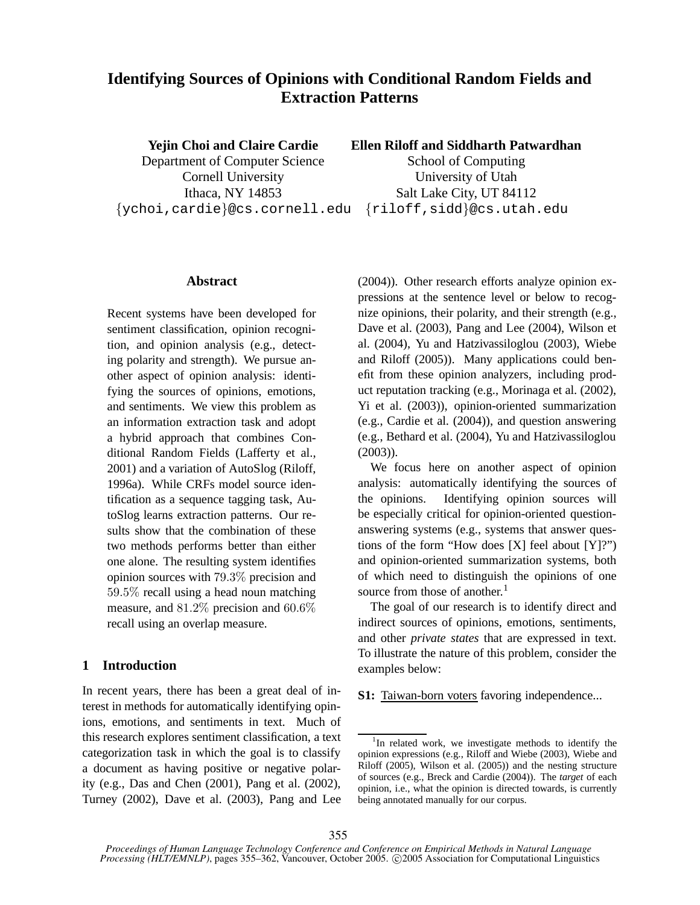# Identifying Sources of Opinions with Conditional Random Fields and Extraction Patterns

**Yejin Choi and Claire Cardie**
Department of Computer Science
Cornell University
Ithaca, NY 14853
{ychoi,cardie}@cs.cornell.edu

**Ellen Riloff and Siddharth Patwardhan**
School of Computing
University of Utah
Salt Lake City, UT 84112
{riloff,sidd}@cs.utah.edu

## Abstract

Recent systems have been developed for sentiment classification, opinion recognition, and opinion analysis (e.g., detecting polarity and strength). We pursue another aspect of opinion analysis: identifying the sources of opinions, emotions, and sentiments. We view this problem as an information extraction task and adopt a hybrid approach that combines Conditional Random Fields (Lafferty et al., 2001) and a variation of AutoSlog (Riloff, 1996a). While CRFs model source identification as a sequence tagging task, AutoSlog learns extraction patterns. Our results show that the combination of these two methods performs better than either one alone. The resulting system identifies opinion sources with $79.3\%$ precision and $59.5\%$ recall using a head noun matching measure, and $81.2\%$ precision and $60.6\%$ recall using an overlap measure.

## 1 Introduction

In recent years, there has been a great deal of interest in methods for automatically identifying opinions, emotions, and sentiments in text. Much of this research explores sentiment classification, a text categorization task in which the goal is to classify a document as having positive or negative polarity (e.g., Das and Chen (2001), Pang et al. (2002), Turney (2002), Dave et al. (2003), Pang and Lee (2004)). Other research efforts analyze opinion expressions at the sentence level or below to recognize opinions, their polarity, and their strength (e.g., Dave et al. (2003), Pang and Lee (2004), Wilson et al. (2004), Yu and Hatzivassiloglou (2003), Wiebe and Riloff (2005)). Many applications could benefit from these opinion analyzers, including product reputation tracking (e.g., Morinaga et al. (2002), Yi et al. (2003)), opinion-oriented summarization (e.g., Cardie et al. (2004)), and question answering (e.g., Bethard et al. (2004), Yu and Hatzivassiloglou (2003)).

We focus here on another aspect of opinion analysis: automatically identifying the sources of the opinions. Identifying opinion sources will be especially critical for opinion-oriented question-answering systems (e.g., systems that answer questions of the form "How does [X] feel about [Y]?") and opinion-oriented summarization systems, both of which need to distinguish the opinions of one source from those of another.[1]

The goal of our research is to identify direct and indirect sources of opinions, emotions, sentiments, and other *private states* that are expressed in text. To illustrate the nature of this problem, consider the examples below:

**S1:** <u>Taiwan-born voters</u> favoring independence...

[1] In related work, we investigate methods to identify the opinion expressions (e.g., Riloff and Wiebe (2003), Wiebe and Riloff (2005), Wilson et al. (2005)) and the nesting structure of sources (e.g., Breck and Cardie (2004)). The *target* of each opinion, i.e., what the opinion is directed towards, is currently being annotated manually for our corpus.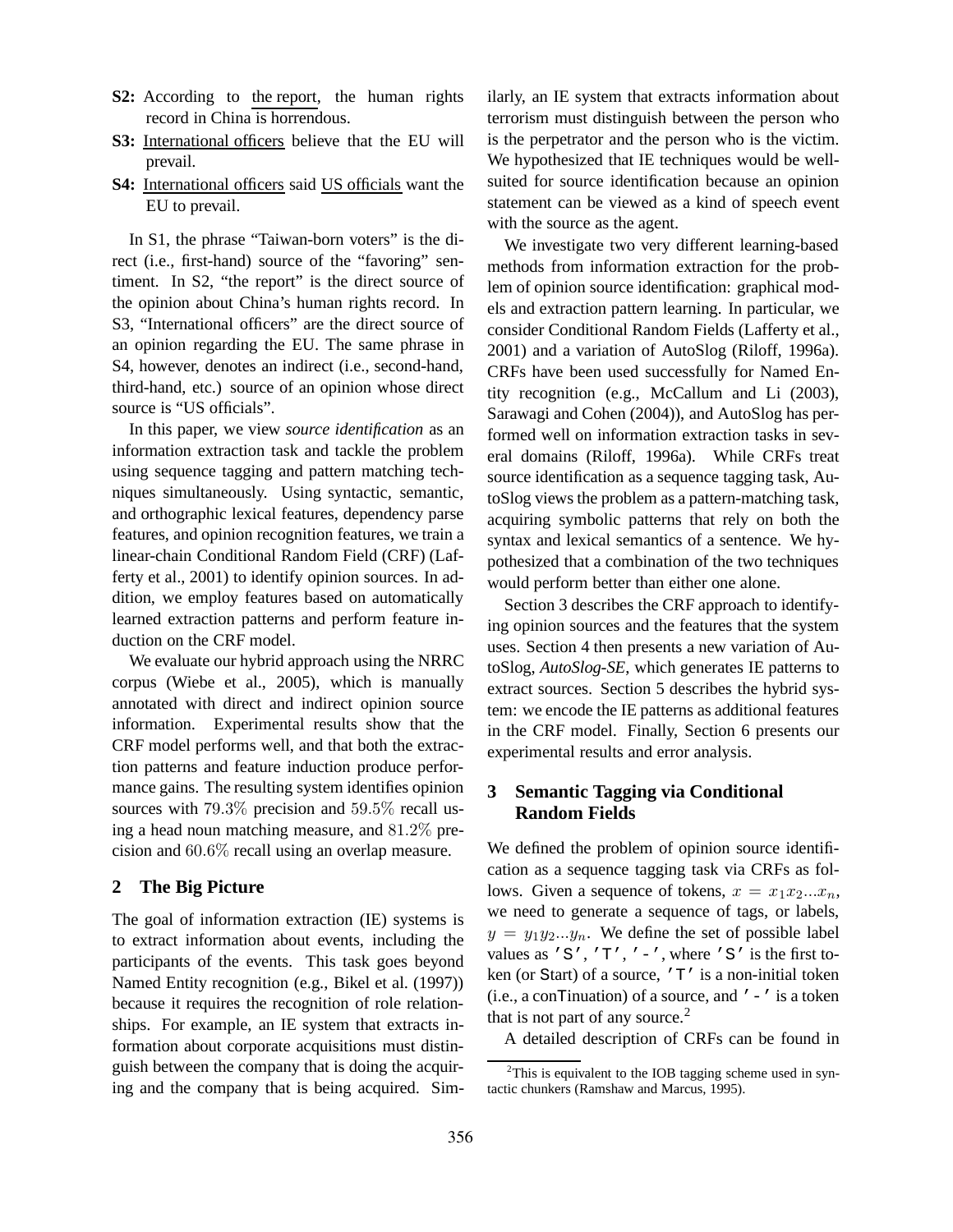**S2:** According to the report, the human rights record in China is horrendous.

**S3:** International officers believe that the EU will prevail.

**S4:** International officers said US officials want the EU to prevail.

In S1, the phrase "Taiwan-born voters" is the direct (i.e., first-hand) source of the "favoring" sentiment. In S2, "the report" is the direct source of the opinion about China's human rights record. In S3, "International officers" are the direct source of an opinion regarding the EU. The same phrase in S4, however, denotes an indirect (i.e., second-hand, third-hand, etc.) source of an opinion whose direct source is "US officials".

In this paper, we view *source identification* as an information extraction task and tackle the problem using sequence tagging and pattern matching techniques simultaneously. Using syntactic, semantic, and orthographic lexical features, dependency parse features, and opinion recognition features, we train a linear-chain Conditional Random Field (CRF) (Lafferty et al., 2001) to identify opinion sources. In addition, we employ features based on automatically learned extraction patterns and perform feature induction on the CRF model.

We evaluate our hybrid approach using the NRRC corpus (Wiebe et al., 2005), which is manually annotated with direct and indirect opinion source information. Experimental results show that the CRF model performs well, and that both the extraction patterns and feature induction produce performance gains. The resulting system identifies opinion sources with $79.3\%$ precision and $59.5\%$ recall using a head noun matching measure, and $81.2\%$ precision and $60.6\%$ recall using an overlap measure.

## 2 The Big Picture

The goal of information extraction (IE) systems is to extract information about events, including the participants of the events. This task goes beyond Named Entity recognition (e.g., Bikel et al. (1997)) because it requires the recognition of role relationships. For example, an IE system that extracts information about corporate acquisitions must distinguish between the company that is doing the acquiring and the company that is being acquired. Similarly, an IE system that extracts information about terrorism must distinguish between the person who is the perpetrator and the person who is the victim. We hypothesized that IE techniques would be well-suited for source identification because an opinion statement can be viewed as a kind of speech event with the source as the agent.

We investigate two very different learning-based methods from information extraction for the problem of opinion source identification: graphical models and extraction pattern learning. In particular, we consider Conditional Random Fields (Lafferty et al., 2001) and a variation of AutoSlog (Riloff, 1996a). CRFs have been used successfully for Named Entity recognition (e.g., McCallum and Li (2003), Sarawagi and Cohen (2004)), and AutoSlog has performed well on information extraction tasks in several domains (Riloff, 1996a). While CRFs treat source identification as a sequence tagging task, AutoSlog views the problem as a pattern-matching task, acquiring symbolic patterns that rely on both the syntax and lexical semantics of a sentence. We hypothesized that a combination of the two techniques would perform better than either one alone.

Section 3 describes the CRF approach to identifying opinion sources and the features that the system uses. Section 4 then presents a new variation of AutoSlog, *AutoSlog-SE*, which generates IE patterns to extract sources. Section 5 describes the hybrid system: we encode the IE patterns as additional features in the CRF model. Finally, Section 6 presents our experimental results and error analysis.

## 3 Semantic Tagging via Conditional Random Fields

We defined the problem of opinion source identification as a sequence tagging task via CRFs as follows. Given a sequence of tokens, $x = x_1 x_2 ... x_n$, we need to generate a sequence of tags, or labels, $y = y_1 y_2 ... y_n$. We define the set of possible label values as `'S'`, `'T'`, `'-'`, where `'S'` is the first token (or Start) of a source, `'T'` is a non-initial token (i.e., a conTinuation) of a source, and `'-'` is a token that is not part of any source.[2]

A detailed description of CRFs can be found in

[2] This is equivalent to the IOB tagging scheme used in syntactic chunkers (Ramshaw and Marcus, 1995).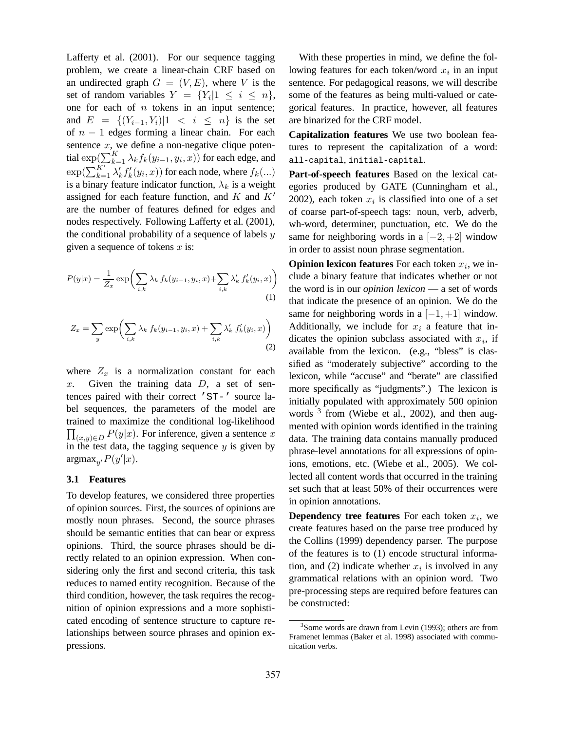Lafferty et al. (2001). For our sequence tagging problem, we create a linear-chain CRF based on an undirected graph $G = (V, E)$, where $V$ is the set of random variables $Y = \{Y_i | 1 \leq i \leq n\}$, one for each of $n$ tokens in an input sentence; and $E = \{(Y_{i-1}, Y_i) | 1 < i \leq n\}$ is the set of $n - 1$ edges forming a linear chain. For each sentence $x$, we define a non-negative clique potential $\exp(\sum_{k=1}^{K} \lambda_k f_k(y_{i-1}, y_i, x))$ for each edge, and $\exp(\sum_{k=1}^{K'} \lambda'_k f'_k(y_i, x))$ for each node, where $f_k(...)$ is a binary feature indicator function, $\lambda_k$ is a weight assigned for each feature function, and $K$ and $K'$ are the number of features defined for edges and nodes respectively. Following Lafferty et al. (2001), the conditional probability of a sequence of labels $y$ given a sequence of tokens $x$ is:

$$P(y|x) = \frac{1}{Z_x} \exp\bigg( \sum_{i,k} \lambda_k \, f_k(y_{i-1}, y_i, x) + \sum_{i,k} \lambda'_k \, f'_k(y_i, x) \bigg) \tag{1}$$

$$Z_x = \sum_{y} \exp\bigg( \sum_{i,k} \lambda_k \, f_k(y_{i-1}, y_i, x) + \sum_{i,k} \lambda'_k \, f'_k(y_i, x) \bigg) \tag{2}$$

where $Z_x$ is a normalization constant for each $x$. Given the training data $D$, a set of sentences paired with their correct `'ST-'` source label sequences, the parameters of the model are trained to maximize the conditional log-likelihood $\prod_{(x,y) \in D} P(y|x)$. For inference, given a sentence $x$ in the test data, the tagging sequence $y$ is given by $\text{argmax}_{y'} P(y'|x)$.

### 3.1 Features

To develop features, we considered three properties of opinion sources. First, the sources of opinions are mostly noun phrases. Second, the source phrases should be semantic entities that can bear or express opinions. Third, the source phrases should be directly related to an opinion expression. When considering only the first and second criteria, this task reduces to named entity recognition. Because of the third condition, however, the task requires the recognition of opinion expressions and a more sophisticated encoding of sentence structure to capture relationships between source phrases and opinion expressions.

With these properties in mind, we define the following features for each token/word $x_i$ in an input sentence. For pedagogical reasons, we will describe some of the features as being multi-valued or categorical features. In practice, however, all features are binarized for the CRF model.

**Capitalization features** We use two boolean features to represent the capitalization of a word: `all-capital`, `initial-capital`.

**Part-of-speech features** Based on the lexical categories produced by GATE (Cunningham et al., 2002), each token $x_i$ is classified into one of a set of coarse part-of-speech tags: noun, verb, adverb, wh-word, determiner, punctuation, etc. We do the same for neighboring words in a $[-2, +2]$ window in order to assist noun phrase segmentation.

**Opinion lexicon features** For each token $x_i$, we include a binary feature that indicates whether or not the word is in our *opinion lexicon* — a set of words that indicate the presence of an opinion. We do the same for neighboring words in a $[-1, +1]$ window. Additionally, we include for $x_i$ a feature that indicates the opinion subclass associated with $x_i$, if available from the lexicon. (e.g., "bless" is classified as "moderately subjective" according to the lexicon, while "accuse" and "berate" are classified more specifically as "judgments".) The lexicon is initially populated with approximately 500 opinion words [3] from (Wiebe et al., 2002), and then augmented with opinion words identified in the training data. The training data contains manually produced phrase-level annotations for all expressions of opinions, emotions, etc. (Wiebe et al., 2005). We collected all content words that occurred in the training set such that at least 50% of their occurrences were in opinion annotations.

**Dependency tree features** For each token $x_i$, we create features based on the parse tree produced by the Collins (1999) dependency parser. The purpose of the features is to (1) encode structural information, and (2) indicate whether $x_i$ is involved in any grammatical relations with an opinion word. Two pre-processing steps are required before features can be constructed:

[3] Some words are drawn from Levin (1993); others are from Framenet lemmas (Baker et al. 1998) associated with communication verbs.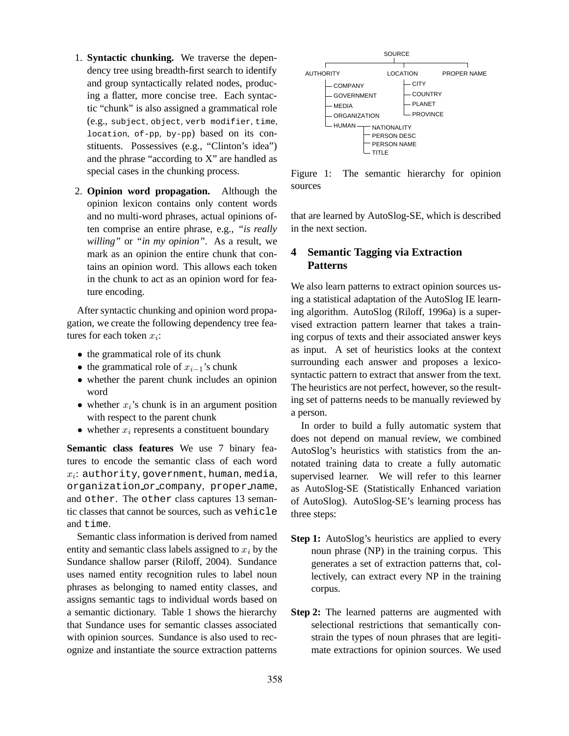1. **Syntactic chunking.** We traverse the dependency tree using breadth-first search to identify and group syntactically related nodes, producing a flatter, more concise tree. Each syntactic "chunk" is also assigned a grammatical role (e.g., `subject`, `object`, `verb modifier`, `time`, `location`, `of-pp`, `by-pp`) based on its constituents. Possessives (e.g., "Clinton's idea") and the phrase "according to X" are handled as special cases in the chunking process.

2. **Opinion word propagation.** Although the opinion lexicon contains only content words and no multi-word phrases, actual opinions often comprise an entire phrase, e.g., *"is really willing"* or *"in my opinion"*. As a result, we mark as an opinion the entire chunk that contains an opinion word. This allows each token in the chunk to act as an opinion word for feature encoding.

After syntactic chunking and opinion word propagation, we create the following dependency tree features for each token $x_i$:

- the grammatical role of its chunk
- the grammatical role of $x_{i-1}$'s chunk
- whether the parent chunk includes an opinion word
- whether $x_i$'s chunk is in an argument position with respect to the parent chunk
- whether $x_i$ represents a constituent boundary

**Semantic class features** We use 7 binary features to encode the semantic class of each word $x_i$: `authority`, `government`, `human`, `media`, `organization_or_company`, `proper_name`, and `other`. The `other` class captures 13 semantic classes that cannot be sources, such as `vehicle` and `time`.

Semantic class information is derived from named entity and semantic class labels assigned to $x_i$ by the Sundance shallow parser (Riloff, 2004). Sundance uses named entity recognition rules to label noun phrases as belonging to named entity classes, and assigns semantic tags to individual words based on a semantic dictionary. Table 1 shows the hierarchy that Sundance uses for semantic classes associated with opinion sources. Sundance is also used to recognize and instantiate the source extraction patterns

- SOURCE
  - AUTHORITY
    - COMPANY
    - GOVERNMENT
    - MEDIA
    - ORGANIZATION
    - HUMAN
      - NATIONALITY
      - PERSON DESC
      - PERSON NAME
      - TITLE
  - LOCATION
    - CITY
    - COUNTRY
    - PLANET
    - PROVINCE
  - PROPER NAME

Figure 1: The semantic hierarchy for opinion sources

that are learned by AutoSlog-SE, which is described in the next section.

## 4 Semantic Tagging via Extraction Patterns

We also learn patterns to extract opinion sources using a statistical adaptation of the AutoSlog IE learning algorithm. AutoSlog (Riloff, 1996a) is a supervised extraction pattern learner that takes a training corpus of texts and their associated answer keys as input. A set of heuristics looks at the context surrounding each answer and proposes a lexico-syntactic pattern to extract that answer from the text. The heuristics are not perfect, however, so the resulting set of patterns needs to be manually reviewed by a person.

In order to build a fully automatic system that does not depend on manual review, we combined AutoSlog's heuristics with statistics from the annotated training data to create a fully automatic supervised learner. We will refer to this learner as AutoSlog-SE (Statistically Enhanced variation of AutoSlog). AutoSlog-SE's learning process has three steps:

**Step 1:** AutoSlog's heuristics are applied to every noun phrase (NP) in the training corpus. This generates a set of extraction patterns that, collectively, can extract every NP in the training corpus.

**Step 2:** The learned patterns are augmented with selectional restrictions that semantically constrain the types of noun phrases that are legitimate extractions for opinion sources. We used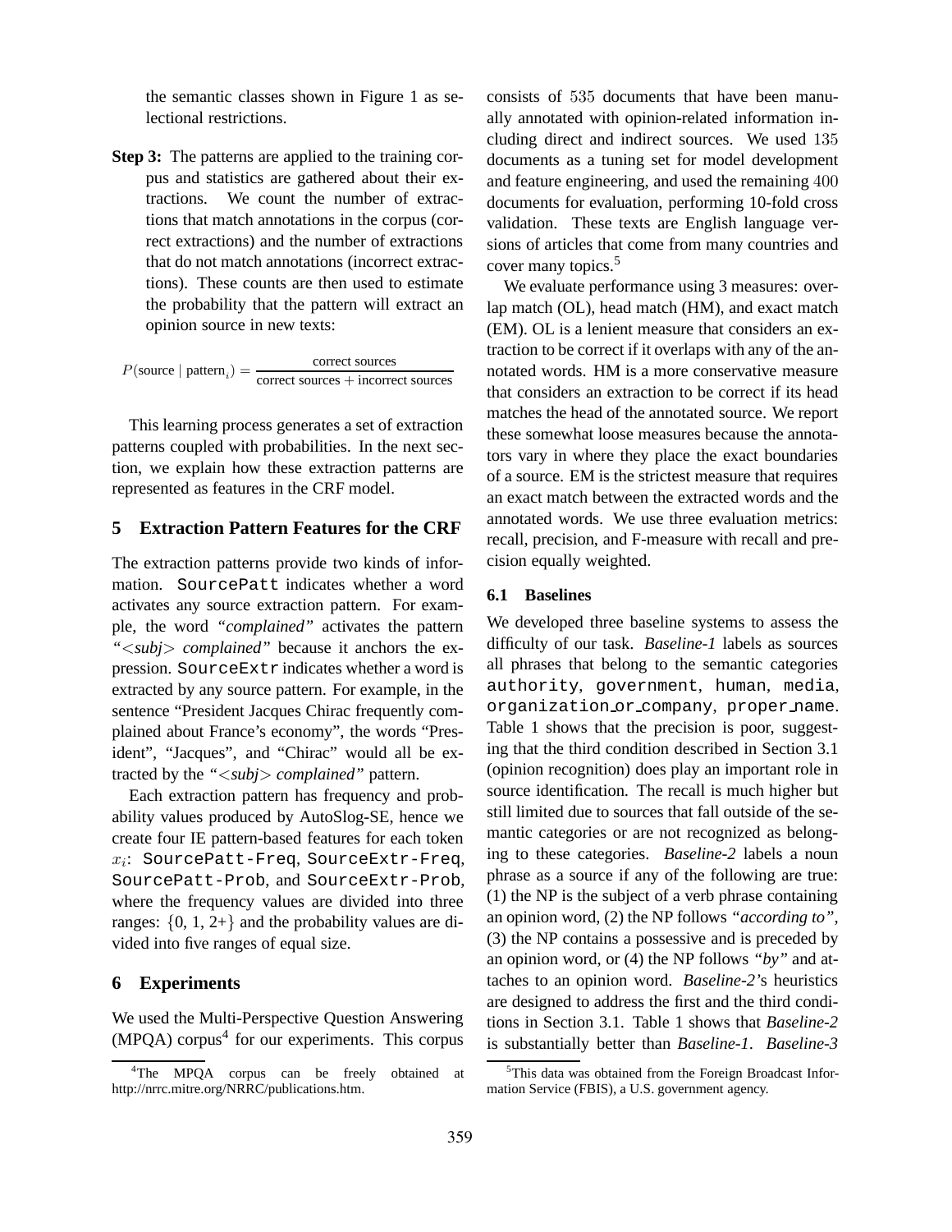the semantic classes shown in Figure 1 as selectional restrictions.

**Step 3:** The patterns are applied to the training corpus and statistics are gathered about their extractions. We count the number of extractions that match annotations in the corpus (correct extractions) and the number of extractions that do not match annotations (incorrect extractions). These counts are then used to estimate the probability that the pattern will extract an opinion source in new texts:

$$P(\text{source} \mid \text{pattern}_i) = \frac{\text{correct sources}}{\text{correct sources} + \text{incorrect sources}}$$

This learning process generates a set of extraction patterns coupled with probabilities. In the next section, we explain how these extraction patterns are represented as features in the CRF model.

## 5 Extraction Pattern Features for the CRF

The extraction patterns provide two kinds of information. `SourcePatt` indicates whether a word activates any source extraction pattern. For example, the word *"complained"* activates the pattern *"<subj> complained"* because it anchors the expression. `SourceExtr` indicates whether a word is extracted by any source pattern. For example, in the sentence "President Jacques Chirac frequently complained about France's economy", the words "President", "Jacques", and "Chirac" would all be extracted by the *"<subj> complained"* pattern.

Each extraction pattern has frequency and probability values produced by AutoSlog-SE, hence we create four IE pattern-based features for each token $x_i$: `SourcePatt-Freq`, `SourceExtr-Freq`, `SourcePatt-Prob`, and `SourceExtr-Prob`, where the frequency values are divided into three ranges: {0, 1, 2+} and the probability values are divided into five ranges of equal size.

## 6 Experiments

We used the Multi-Perspective Question Answering (MPQA) corpus[4] for our experiments. This corpus consists of 535 documents that have been manually annotated with opinion-related information including direct and indirect sources. We used 135 documents as a tuning set for model development and feature engineering, and used the remaining 400 documents for evaluation, performing 10-fold cross validation. These texts are English language versions of articles that come from many countries and cover many topics.[5]

We evaluate performance using 3 measures: overlap match (OL), head match (HM), and exact match (EM). OL is a lenient measure that considers an extraction to be correct if it overlaps with any of the annotated words. HM is a more conservative measure that considers an extraction to be correct if its head matches the head of the annotated source. We report these somewhat loose measures because the annotators vary in where they place the exact boundaries of a source. EM is the strictest measure that requires an exact match between the extracted words and the annotated words. We use three evaluation metrics: recall, precision, and F-measure with recall and precision equally weighted.

### 6.1 Baselines

We developed three baseline systems to assess the difficulty of our task. *Baseline-1* labels as sources all phrases that belong to the semantic categories `authority`, `government`, `human`, `media`, `organization_or_company`, `proper_name`. Table 1 shows that the precision is poor, suggesting that the third condition described in Section 3.1 (opinion recognition) does play an important role in source identification. The recall is much higher but still limited due to sources that fall outside of the semantic categories or are not recognized as belonging to these categories. *Baseline-2* labels a noun phrase as a source if any of the following are true: (1) the NP is the subject of a verb phrase containing an opinion word, (2) the NP follows *"according to"*, (3) the NP contains a possessive and is preceded by an opinion word, or (4) the NP follows *"by"* and attaches to an opinion word. *Baseline-2*'s heuristics are designed to address the first and the third conditions in Section 3.1. Table 1 shows that *Baseline-2* is substantially better than *Baseline-1*. *Baseline-3*

[4] The MPQA corpus can be freely obtained at http://nrrc.mitre.org/NRRC/publications.htm.

[5] This data was obtained from the Foreign Broadcast Information Service (FBIS), a U.S. government agency.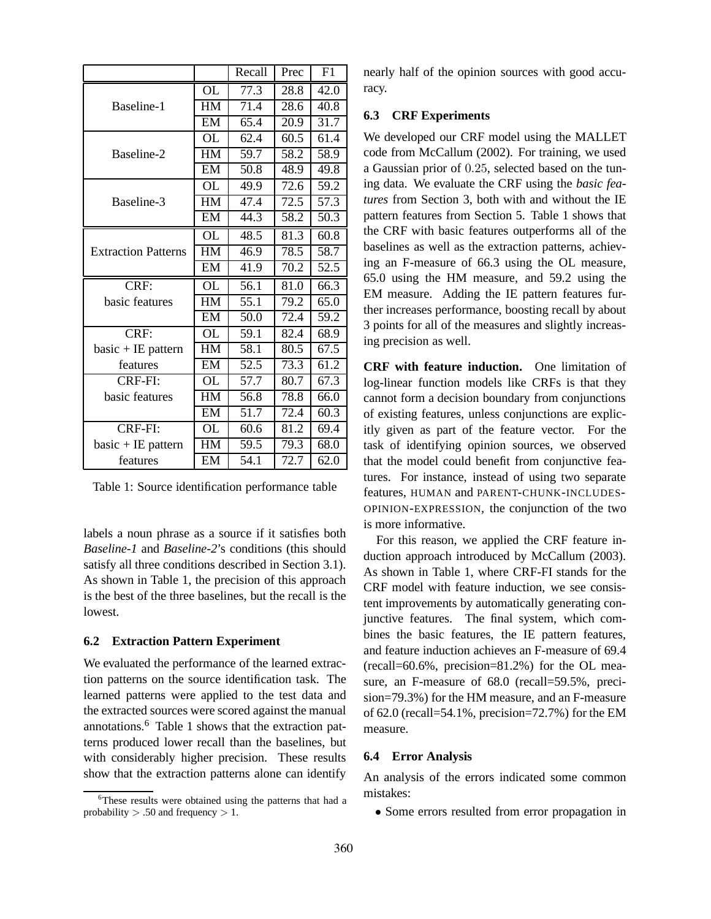| | | Recall | Prec | F1 |
|---|---|---|---|---|
| Baseline-1 | OL | 77.3 | 28.8 | 42.0 |
| | HM | 71.4 | 28.6 | 40.8 |
| | EM | 65.4 | 20.9 | 31.7 |
| Baseline-2 | OL | 62.4 | 60.5 | 61.4 |
| | HM | 59.7 | 58.2 | 58.9 |
| | EM | 50.8 | 48.9 | 49.8 |
| Baseline-3 | OL | 49.9 | 72.6 | 59.2 |
| | HM | 47.4 | 72.5 | 57.3 |
| | EM | 44.3 | 58.2 | 50.3 |
| Extraction Patterns | OL | 48.5 | 81.3 | 60.8 |
| | HM | 46.9 | 78.5 | 58.7 |
| | EM | 41.9 | 70.2 | 52.5 |
| CRF: basic features | OL | 56.1 | 81.0 | 66.3 |
| | HM | 55.1 | 79.2 | 65.0 |
| | EM | 50.0 | 72.4 | 59.2 |
| CRF: basic + IE pattern features | OL | 59.1 | 82.4 | 68.9 |
| | HM | 58.1 | 80.5 | 67.5 |
| | EM | 52.5 | 73.3 | 61.2 |
| CRF-FI: basic features | OL | 57.7 | 80.7 | 67.3 |
| | HM | 56.8 | 78.8 | 66.0 |
| | EM | 51.7 | 72.4 | 60.3 |
| CRF-FI: basic + IE pattern features | OL | 60.6 | 81.2 | 69.4 |
| | HM | 59.5 | 79.3 | 68.0 |
| | EM | 54.1 | 72.7 | 62.0 |

Table 1: Source identification performance table

labels a noun phrase as a source if it satisfies both *Baseline-1* and *Baseline-2*'s conditions (this should satisfy all three conditions described in Section 3.1). As shown in Table 1, the precision of this approach is the best of the three baselines, but the recall is the lowest.

### 6.2 Extraction Pattern Experiment

We evaluated the performance of the learned extraction patterns on the source identification task. The learned patterns were applied to the test data and the extracted sources were scored against the manual annotations.[6] Table 1 shows that the extraction patterns produced lower recall than the baselines, but with considerably higher precision. These results show that the extraction patterns alone can identify nearly half of the opinion sources with good accuracy.

### 6.3 CRF Experiments

We developed our CRF model using the MALLET code from McCallum (2002). For training, we used a Gaussian prior of $0.25$, selected based on the tuning data. We evaluate the CRF using the *basic features* from Section 3, both with and without the IE pattern features from Section 5. Table 1 shows that the CRF with basic features outperforms all of the baselines as well as the extraction patterns, achieving an F-measure of 66.3 using the OL measure, 65.0 using the HM measure, and 59.2 using the EM measure. Adding the IE pattern features further increases performance, boosting recall by about 3 points for all of the measures and slightly increasing precision as well.

**CRF with feature induction.** One limitation of log-linear function models like CRFs is that they cannot form a decision boundary from conjunctions of existing features, unless conjunctions are explicitly given as part of the feature vector. For the task of identifying opinion sources, we observed that the model could benefit from conjunctive features. For instance, instead of using two separate features, HUMAN and PARENT-CHUNK-INCLUDES-OPINION-EXPRESSION, the conjunction of the two is more informative.

For this reason, we applied the CRF feature induction approach introduced by McCallum (2003). As shown in Table 1, where CRF-FI stands for the CRF model with feature induction, we see consistent improvements by automatically generating conjunctive features. The final system, which combines the basic features, the IE pattern features, and feature induction achieves an F-measure of 69.4 (recall=60.6%, precision=81.2%) for the OL measure, an F-measure of 68.0 (recall=59.5%, precision=79.3%) for the HM measure, and an F-measure of 62.0 (recall=54.1%, precision=72.7%) for the EM measure.

### 6.4 Error Analysis

An analysis of the errors indicated some common mistakes:

- Some errors resulted from error propagation in

[6] These results were obtained using the patterns that had a probability $> .50$ and frequency $> 1$.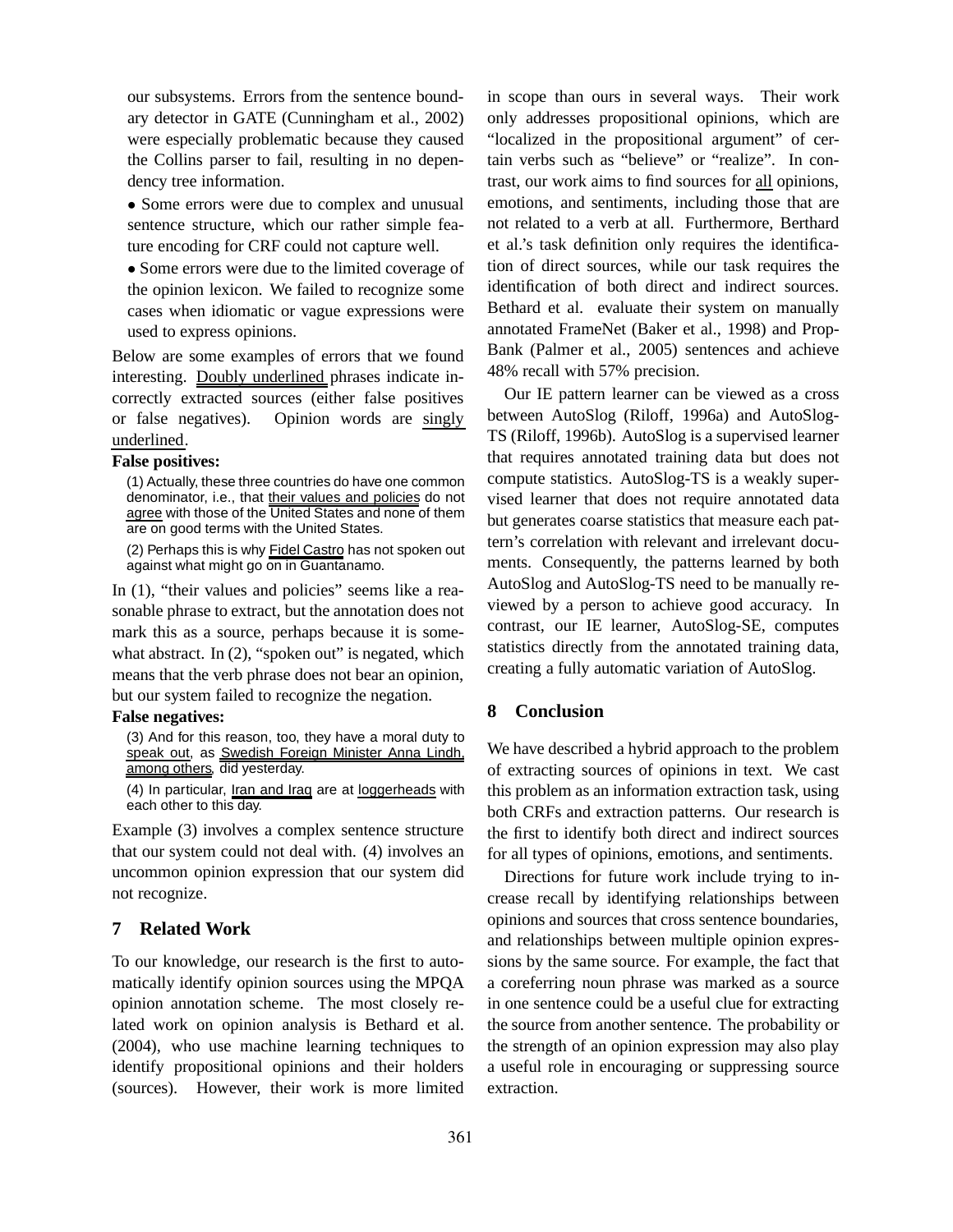our subsystems. Errors from the sentence boundary detector in GATE (Cunningham et al., 2002) were especially problematic because they caused the Collins parser to fail, resulting in no dependency tree information.

- Some errors were due to complex and unusual sentence structure, which our rather simple feature encoding for CRF could not capture well.
- Some errors were due to the limited coverage of the opinion lexicon. We failed to recognize some cases when idiomatic or vague expressions were used to express opinions.

Below are some examples of errors that we found interesting. Doubly underlined phrases indicate incorrectly extracted sources (either false positives or false negatives). Opinion words are singly underlined.

**False positives:**

(1) Actually, these three countries do have one common denominator, i.e., that their values and policies do not agree with those of the United States and none of them are on good terms with the United States.

(2) Perhaps this is why Fidel Castro has not spoken out against what might go on in Guantanamo.

In (1), "their values and policies" seems like a reasonable phrase to extract, but the annotation does not mark this as a source, perhaps because it is somewhat abstract. In (2), "spoken out" is negated, which means that the verb phrase does not bear an opinion, but our system failed to recognize the negation.

**False negatives:**

(3) And for this reason, too, they have a moral duty to speak out, as Swedish Foreign Minister Anna Lindh, among others, did yesterday.

(4) In particular, Iran and Iraq are at loggerheads with each other to this day.

Example (3) involves a complex sentence structure that our system could not deal with. (4) involves an uncommon opinion expression that our system did not recognize.

## 7 Related Work

To our knowledge, our research is the first to automatically identify opinion sources using the MPQA opinion annotation scheme. The most closely related work on opinion analysis is Bethard et al. (2004), who use machine learning techniques to identify propositional opinions and their holders (sources). However, their work is more limited in scope than ours in several ways. Their work only addresses propositional opinions, which are "localized in the propositional argument" of certain verbs such as "believe" or "realize". In contrast, our work aims to find sources for all opinions, emotions, and sentiments, including those that are not related to a verb at all. Furthermore, Berthard et al.'s task definition only requires the identification of direct sources, while our task requires the identification of both direct and indirect sources. Bethard et al. evaluate their system on manually annotated FrameNet (Baker et al., 1998) and PropBank (Palmer et al., 2005) sentences and achieve 48% recall with 57% precision.

Our IE pattern learner can be viewed as a cross between AutoSlog (Riloff, 1996a) and AutoSlog-TS (Riloff, 1996b). AutoSlog is a supervised learner that requires annotated training data but does not compute statistics. AutoSlog-TS is a weakly supervised learner that does not require annotated data but generates coarse statistics that measure each pattern's correlation with relevant and irrelevant documents. Consequently, the patterns learned by both AutoSlog and AutoSlog-TS need to be manually reviewed by a person to achieve good accuracy. In contrast, our IE learner, AutoSlog-SE, computes statistics directly from the annotated training data, creating a fully automatic variation of AutoSlog.

## 8 Conclusion

We have described a hybrid approach to the problem of extracting sources of opinions in text. We cast this problem as an information extraction task, using both CRFs and extraction patterns. Our research is the first to identify both direct and indirect sources for all types of opinions, emotions, and sentiments.

Directions for future work include trying to increase recall by identifying relationships between opinions and sources that cross sentence boundaries, and relationships between multiple opinion expressions by the same source. For example, the fact that a coreferring noun phrase was marked as a source in one sentence could be a useful clue for extracting the source from another sentence. The probability or the strength of an opinion expression may also play a useful role in encouraging or suppressing source extraction.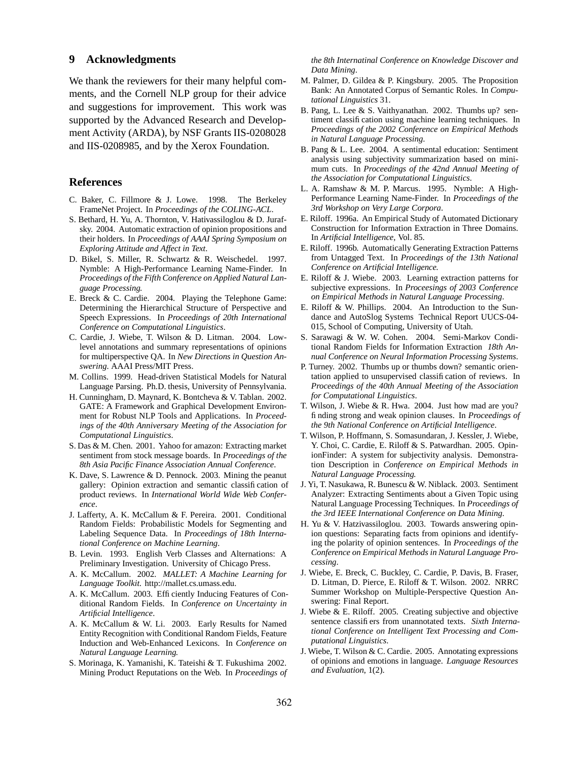## 9 Acknowledgments

We thank the reviewers for their many helpful comments, and the Cornell NLP group for their advice and suggestions for improvement. This work was supported by the Advanced Research and Development Activity (ARDA), by NSF Grants IIS-0208028 and IIS-0208985, and by the Xerox Foundation.

## References

C. Baker, C. Fillmore & J. Lowe. 1998. The Berkeley FrameNet Project. In *Proceedings of the COLING-ACL*.

S. Bethard, H. Yu, A. Thornton, V. Hativassiloglou & D. Jurafsky. 2004. Automatic extraction of opinion propositions and their holders. In *Proceedings of AAAI Spring Symposium on Exploring Attitude and Affect in Text*.

D. Bikel, S. Miller, R. Schwartz & R. Weischedel. 1997. Nymble: A High-Performance Learning Name-Finder. In *Proceedings of the Fifth Conference on Applied Natural Language Processing.*

E. Breck & C. Cardie. 2004. Playing the Telephone Game: Determining the Hierarchical Structure of Perspective and Speech Expressions. In *Proceedings of 20th International Conference on Computational Linguistics*.

C. Cardie, J. Wiebe, T. Wilson & D. Litman. 2004. Low-level annotations and summary representations of opinions for multiperspective QA. In *New Directions in Question Answering*. AAAI Press/MIT Press.

M. Collins. 1999. Head-driven Statistical Models for Natural Language Parsing. Ph.D. thesis, University of Pennsylvania.

H. Cunningham, D. Maynard, K. Bontcheva & V. Tablan. 2002. GATE: A Framework and Graphical Development Environment for Robust NLP Tools and Applications. In *Proceedings of the 40th Anniversary Meeting of the Association for Computational Linguistics*.

S. Das & M. Chen. 2001. Yahoo for amazon: Extracting market sentiment from stock message boards. In *Proceedings of the 8th Asia Pacific Finance Association Annual Conference*.

K. Dave, S. Lawrence & D. Pennock. 2003. Mining the peanut gallery: Opinion extraction and semantic classification of product reviews. In *International World Wide Web Conference*.

J. Lafferty, A. K. McCallum & F. Pereira. 2001. Conditional Random Fields: Probabilistic Models for Segmenting and Labeling Sequence Data. In *Proceedings of 18th International Conference on Machine Learning*.

B. Levin. 1993. English Verb Classes and Alternations: A Preliminary Investigation. University of Chicago Press.

A. K. McCallum. 2002. *MALLET: A Machine Learning for Language Toolkit*. http://mallet.cs.umass.edu.

A. K. McCallum. 2003. Efficiently Inducing Features of Conditional Random Fields. In *Conference on Uncertainty in Artificial Intelligence*.

A. K. McCallum & W. Li. 2003. Early Results for Named Entity Recognition with Conditional Random Fields, Feature Induction and Web-Enhanced Lexicons. In *Conference on Natural Language Learning.*

S. Morinaga, K. Yamanishi, K. Tateishi & T. Fukushima 2002. Mining Product Reputations on the Web. In *Proceedings of the 8th Internatinal Conference on Knowledge Discover and Data Mining*.

M. Palmer, D. Gildea & P. Kingsbury. 2005. The Proposition Bank: An Annotated Corpus of Semantic Roles. In *Computational Linguistics* 31.

B. Pang, L. Lee & S. Vaithyanathan. 2002. Thumbs up? sentiment classification using machine learning techniques. In *Proceedings of the 2002 Conference on Empirical Methods in Natural Language Processing*.

B. Pang & L. Lee. 2004. A sentimental education: Sentiment analysis using subjectivity summarization based on minimum cuts. In *Proceedings of the 42nd Annual Meeting of the Association for Computational Linguistics*.

L. A. Ramshaw & M. P. Marcus. 1995. Nymble: A High-Performance Learning Name-Finder. In *Proceedings of the 3rd Workshop on Very Large Corpora*.

E. Riloff. 1996a. An Empirical Study of Automated Dictionary Construction for Information Extraction in Three Domains. In *Artificial Intelligence*, Vol. 85.

E. Riloff. 1996b. Automatically Generating Extraction Patterns from Untagged Text. In *Proceedings of the 13th National Conference on Artificial Intelligence.*

E. Riloff & J. Wiebe. 2003. Learning extraction patterns for subjective expressions. In *Proceesings of 2003 Conference on Empirical Methods in Natural Language Processing*.

E. Riloff & W. Phillips. 2004. An Introduction to the Sundance and AutoSlog Systems Technical Report UUCS-04-015, School of Computing, University of Utah.

S. Sarawagi & W. W. Cohen. 2004. Semi-Markov Conditional Random Fields for Information Extraction *18th Annual Conference on Neural Information Processing Systems*.

P. Turney. 2002. Thumbs up or thumbs down? semantic orientation applied to unsupervised classification of reviews. In *Proceedings of the 40th Annual Meeting of the Association for Computational Linguistics*.

T. Wilson, J. Wiebe & R. Hwa. 2004. Just how mad are you? finding strong and weak opinion clauses. In *Proceedings of the 9th National Conference on Artificial Intelligence*.

T. Wilson, P. Hoffmann, S. Somasundaran, J. Kessler, J. Wiebe, Y. Choi, C. Cardie, E. Riloff & S. Patwardhan. 2005. OpinionFinder: A system for subjectivity analysis. Demonstration Description in *Conference on Empirical Methods in Natural Language Processing.*

J. Yi, T. Nasukawa, R. Bunescu & W. Niblack. 2003. Sentiment Analyzer: Extracting Sentiments about a Given Topic using Natural Language Processing Techniques. In *Proceedings of the 3rd IEEE International Conference on Data Mining*.

H. Yu & V. Hatzivassiloglou. 2003. Towards answering opinion questions: Separating facts from opinions and identifying the polarity of opinion sentences. In *Proceedings of the Conference on Empirical Methods in Natural Language Processing*.

J. Wiebe, E. Breck, C. Buckley, C. Cardie, P. Davis, B. Fraser, D. Litman, D. Pierce, E. Riloff & T. Wilson. 2002. NRRC Summer Workshop on Multiple-Perspective Question Answering: Final Report.

J. Wiebe & E. Riloff. 2005. Creating subjective and objective sentence classifiers from unannotated texts. *Sixth International Conference on Intelligent Text Processing and Computational Linguistics*.

J. Wiebe, T. Wilson & C. Cardie. 2005. Annotating expressions of opinions and emotions in language. *Language Resources and Evaluation*, 1(2).